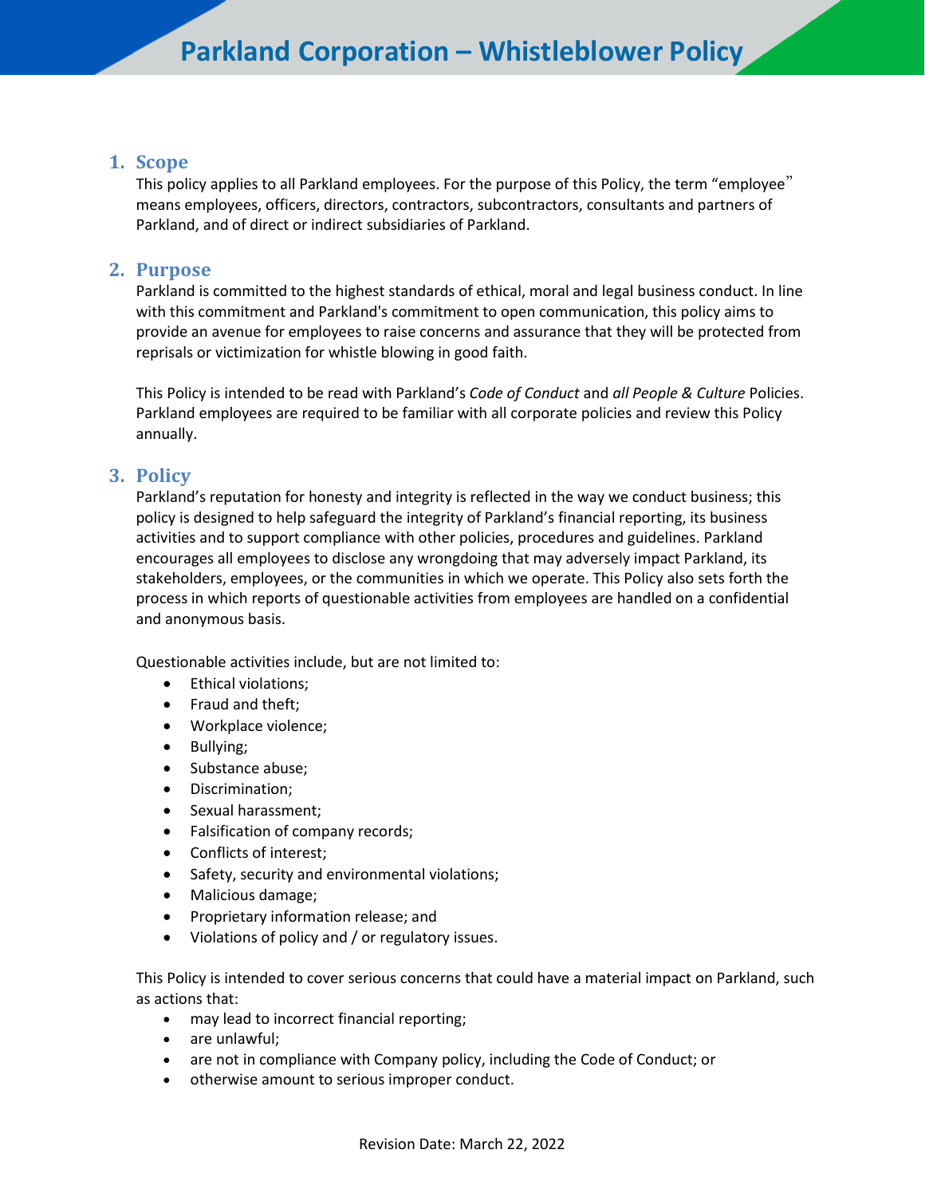# Parkland Corporation – Whistleblower Policy

## 1. Scope

This policy applies to all Parkland employees. For the purpose of this Policy, the term "employee" means employees, officers, directors, contractors, subcontractors, consultants and partners of Parkland, and of direct or indirect subsidiaries of Parkland.

## 2. Purpose

Parkland is committed to the highest standards of ethical, moral and legal business conduct. In line with this commitment and Parkland's commitment to open communication, this policy aims to provide an avenue for employees to raise concerns and assurance that they will be protected from reprisals or victimization for whistle blowing in good faith.

This Policy is intended to be read with Parkland's *Code of Conduct* and *all People & Culture* Policies. Parkland employees are required to be familiar with all corporate policies and review this Policy annually.

## 3. Policy

Parkland's reputation for honesty and integrity is reflected in the way we conduct business; this policy is designed to help safeguard the integrity of Parkland's financial reporting, its business activities and to support compliance with other policies, procedures and guidelines. Parkland encourages all employees to disclose any wrongdoing that may adversely impact Parkland, its stakeholders, employees, or the communities in which we operate. This Policy also sets forth the process in which reports of questionable activities from employees are handled on a confidential and anonymous basis.

Questionable activities include, but are not limited to:

- Ethical violations;
- Fraud and theft;
- Workplace violence;
- Bullying;
- Substance abuse;
- Discrimination;
- Sexual harassment;
- Falsification of company records;
- Conflicts of interest;
- Safety, security and environmental violations;
- Malicious damage;
- Proprietary information release; and
- Violations of policy and / or regulatory issues.

This Policy is intended to cover serious concerns that could have a material impact on Parkland, such as actions that:

- may lead to incorrect financial reporting;
- are unlawful;
- are not in compliance with Company policy, including the Code of Conduct; or
- otherwise amount to serious improper conduct.

Revision Date: March 22, 2022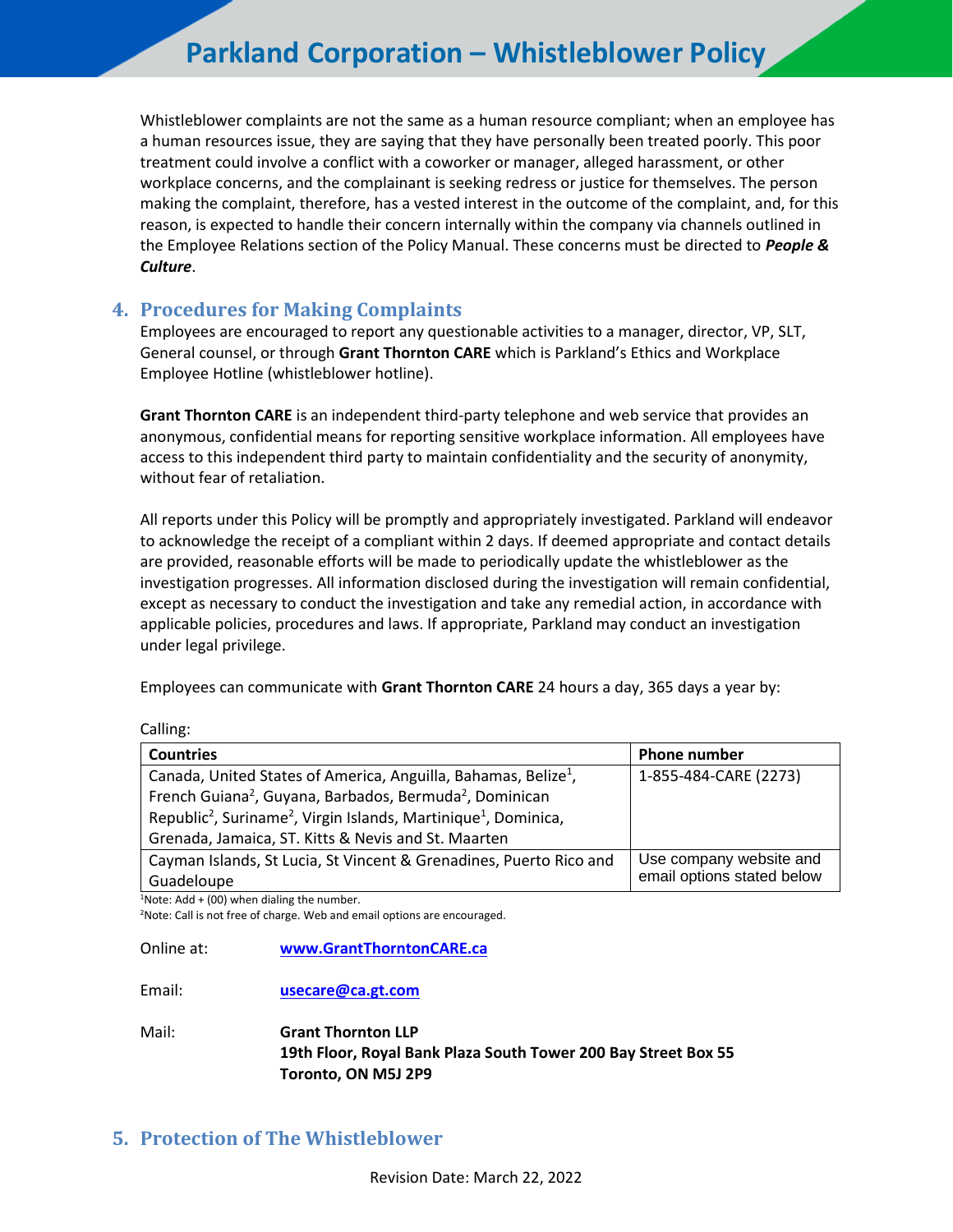Whistleblower complaints are not the same as a human resource compliant; when an employee has a human resources issue, they are saying that they have personally been treated poorly. This poor treatment could involve a conflict with a coworker or manager, alleged harassment, or other workplace concerns, and the complainant is seeking redress or justice for themselves. The person making the complaint, therefore, has a vested interest in the outcome of the complaint, and, for this reason, is expected to handle their concern internally within the company via channels outlined in the Employee Relations section of the Policy Manual. These concerns must be directed to ***People & Culture***.

## 4. Procedures for Making Complaints

Employees are encouraged to report any questionable activities to a manager, director, VP, SLT, General counsel, or through **Grant Thornton CARE** which is Parkland's Ethics and Workplace Employee Hotline (whistleblower hotline).

**Grant Thornton CARE** is an independent third-party telephone and web service that provides an anonymous, confidential means for reporting sensitive workplace information. All employees have access to this independent third party to maintain confidentiality and the security of anonymity, without fear of retaliation.

All reports under this Policy will be promptly and appropriately investigated. Parkland will endeavor to acknowledge the receipt of a compliant within 2 days. If deemed appropriate and contact details are provided, reasonable efforts will be made to periodically update the whistleblower as the investigation progresses. All information disclosed during the investigation will remain confidential, except as necessary to conduct the investigation and take any remedial action, in accordance with applicable policies, procedures and laws. If appropriate, Parkland may conduct an investigation under legal privilege.

Employees can communicate with **Grant Thornton CARE** 24 hours a day, 365 days a year by:

Calling:

| Countries | Phone number |
|---|---|
| Canada, United States of America, Anguilla, Bahamas, Belize[1], French Guiana[2], Guyana, Barbados, Bermuda[2], Dominican Republic[2], Suriname[2], Virgin Islands, Martinique[1], Dominica, Grenada, Jamaica, ST. Kitts & Nevis and St. Maarten | 1-855-484-CARE (2273) |
| Cayman Islands, St Lucia, St Vincent & Grenadines, Puerto Rico and Guadeloupe | Use company website and email options stated below |

[1]Note: Add + (00) when dialing the number.
[2]Note: Call is not free of charge. Web and email options are encouraged.

Online at: [www.GrantThorntonCARE.ca](www.GrantThorntonCARE.ca)

Email: [usecare@ca.gt.com](mailto:usecare@ca.gt.com)

Mail: **Grant Thornton LLP**
**19th Floor, Royal Bank Plaza South Tower 200 Bay Street Box 55**
**Toronto, ON M5J 2P9**

## 5. Protection of The Whistleblower

Revision Date: March 22, 2022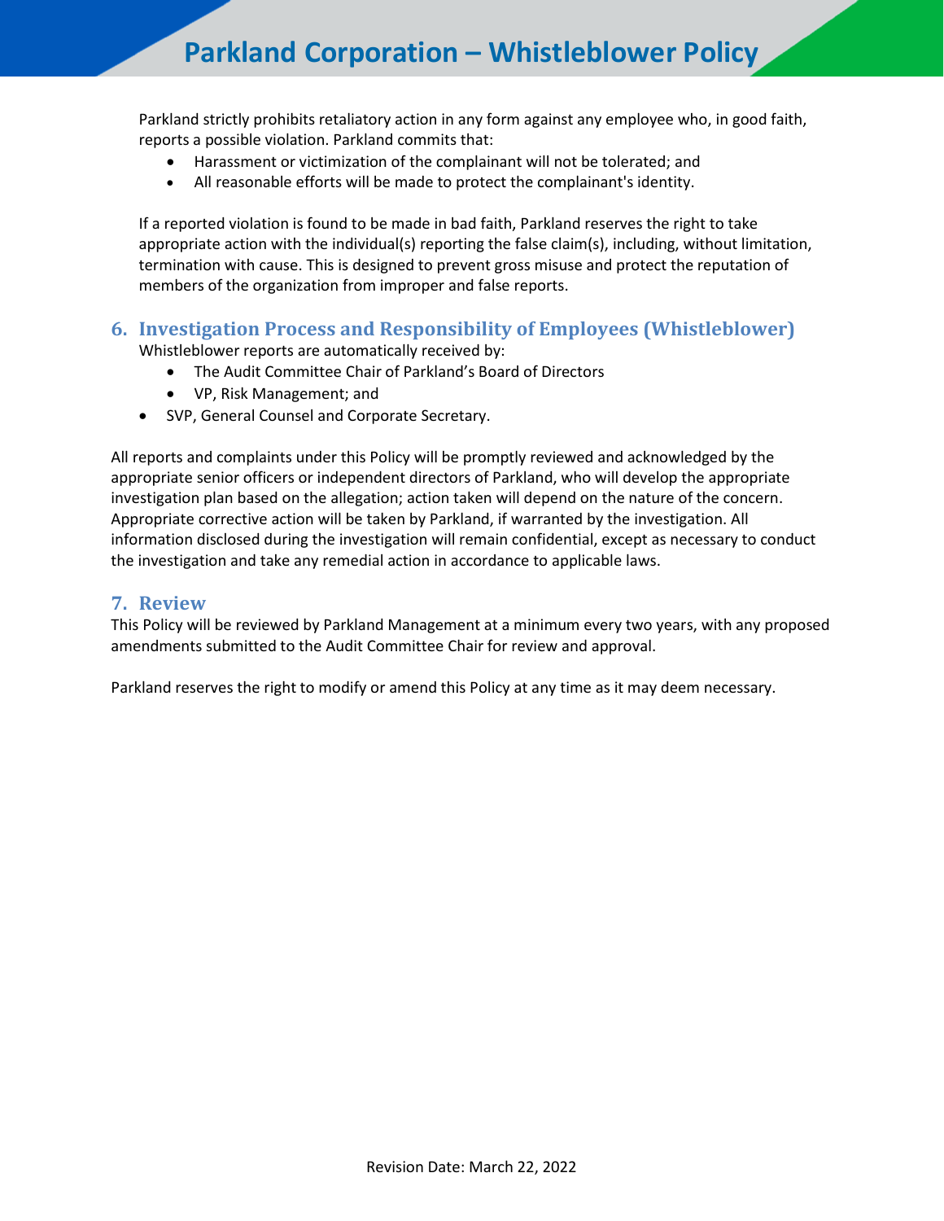Parkland strictly prohibits retaliatory action in any form against any employee who, in good faith, reports a possible violation. Parkland commits that:

- Harassment or victimization of the complainant will not be tolerated; and
- All reasonable efforts will be made to protect the complainant's identity.

If a reported violation is found to be made in bad faith, Parkland reserves the right to take appropriate action with the individual(s) reporting the false claim(s), including, without limitation, termination with cause. This is designed to prevent gross misuse and protect the reputation of members of the organization from improper and false reports.

## 6. Investigation Process and Responsibility of Employees (Whistleblower)

Whistleblower reports are automatically received by:

- The Audit Committee Chair of Parkland's Board of Directors
- VP, Risk Management; and
- SVP, General Counsel and Corporate Secretary.

All reports and complaints under this Policy will be promptly reviewed and acknowledged by the appropriate senior officers or independent directors of Parkland, who will develop the appropriate investigation plan based on the allegation; action taken will depend on the nature of the concern. Appropriate corrective action will be taken by Parkland, if warranted by the investigation. All information disclosed during the investigation will remain confidential, except as necessary to conduct the investigation and take any remedial action in accordance to applicable laws.

## 7. Review

This Policy will be reviewed by Parkland Management at a minimum every two years, with any proposed amendments submitted to the Audit Committee Chair for review and approval.

Parkland reserves the right to modify or amend this Policy at any time as it may deem necessary.

Revision Date: March 22, 2022